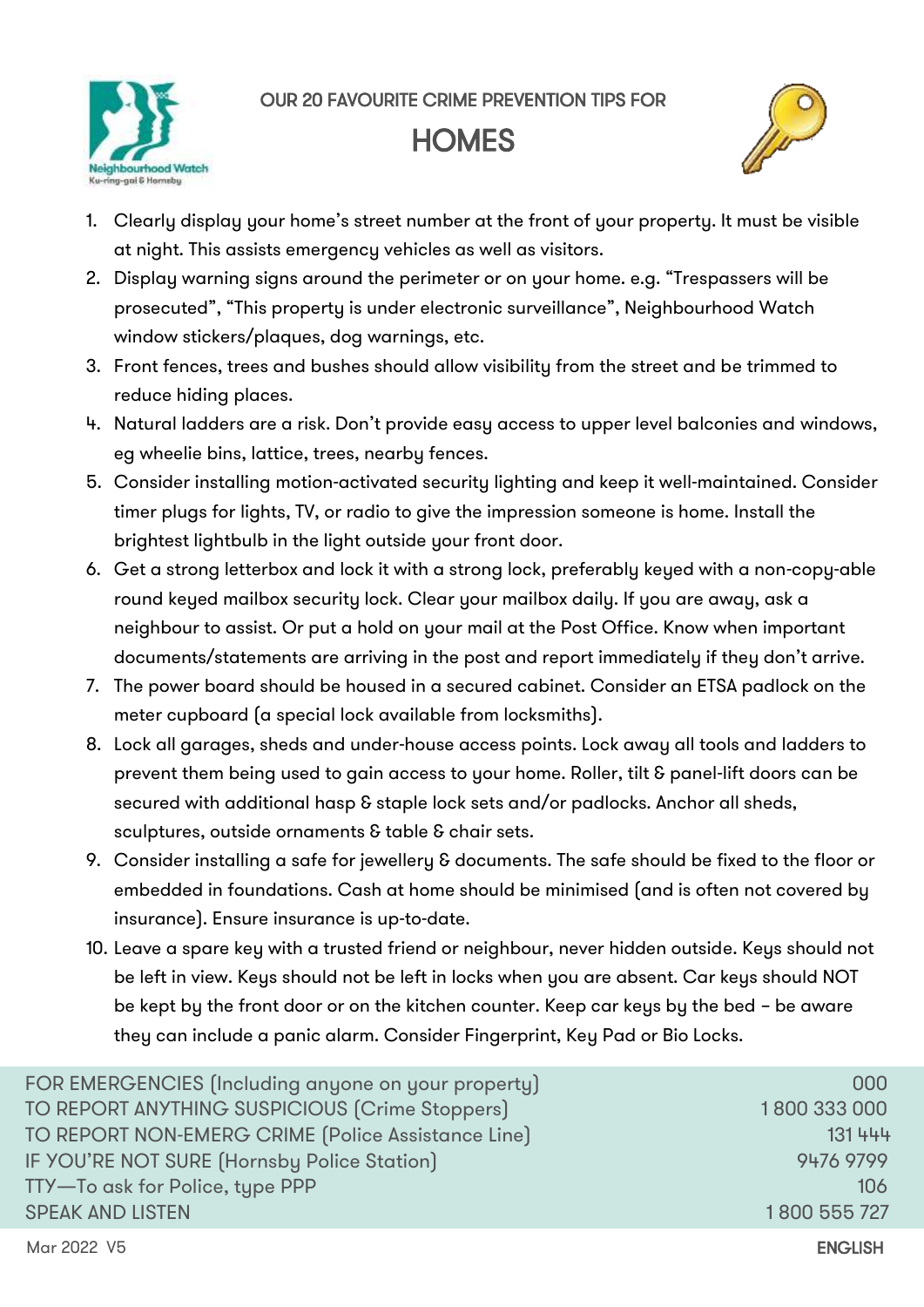OUR 20 FAVOURITE CRIME PREVENTION TIPS FOR

# HOMES

1. Clearly display your home's street number at the front of your property. It must be visible at night. This assists emergency vehicles as well as visitors.
2. Display warning signs around the perimeter or on your home. e.g. "Trespassers will be prosecuted", "This property is under electronic surveillance", Neighbourhood Watch window stickers/plaques, dog warnings, etc.
3. Front fences, trees and bushes should allow visibility from the street and be trimmed to reduce hiding places.
4. Natural ladders are a risk. Don't provide easy access to upper level balconies and windows, eg wheelie bins, lattice, trees, nearby fences.
5. Consider installing motion-activated security lighting and keep it well-maintained. Consider timer plugs for lights, TV, or radio to give the impression someone is home. Install the brightest lightbulb in the light outside your front door.
6. Get a strong letterbox and lock it with a strong lock, preferably keyed with a non-copy-able round keyed mailbox security lock. Clear your mailbox daily. If you are away, ask a neighbour to assist. Or put a hold on your mail at the Post Office. Know when important documents/statements are arriving in the post and report immediately if they don't arrive.
7. The power board should be housed in a secured cabinet. Consider an ETSA padlock on the meter cupboard (a special lock available from locksmiths).
8. Lock all garages, sheds and under-house access points. Lock away all tools and ladders to prevent them being used to gain access to your home. Roller, tilt & panel-lift doors can be secured with additional hasp & staple lock sets and/or padlocks. Anchor all sheds, sculptures, outside ornaments & table & chair sets.
9. Consider installing a safe for jewellery & documents. The safe should be fixed to the floor or embedded in foundations. Cash at home should be minimised (and is often not covered by insurance). Ensure insurance is up-to-date.
10. Leave a spare key with a trusted friend or neighbour, never hidden outside. Keys should not be left in view. Keys should not be left in locks when you are absent. Car keys should NOT be kept by the front door or on the kitchen counter. Keep car keys by the bed – be aware they can include a panic alarm. Consider Fingerprint, Key Pad or Bio Locks.

| | |
|---|---|
| FOR EMERGENCIES (Including anyone on your property) | 000 |
| TO REPORT ANYTHING SUSPICIOUS (Crime Stoppers) | 1 800 333 000 |
| TO REPORT NON-EMERG CRIME (Police Assistance Line) | 131 444 |
| IF YOU'RE NOT SURE (Hornsby Police Station) | 9476 9799 |
| TTY—To ask for Police, type PPP | 106 |
| SPEAK AND LISTEN | 1 800 555 727 |

Mar 2022 V5

ENGLISH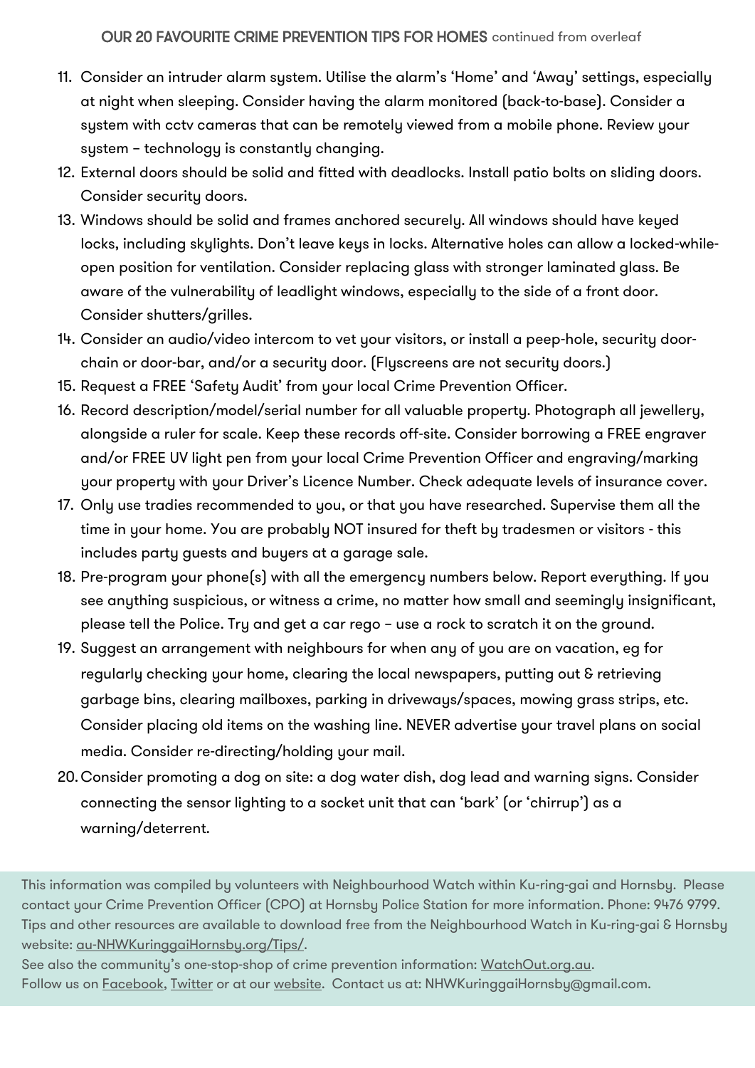## OUR 20 FAVOURITE CRIME PREVENTION TIPS FOR HOMES continued from overleaf

11. Consider an intruder alarm system. Utilise the alarm's 'Home' and 'Away' settings, especially at night when sleeping. Consider having the alarm monitored (back-to-base). Consider a system with cctv cameras that can be remotely viewed from a mobile phone. Review your system – technology is constantly changing.
12. External doors should be solid and fitted with deadlocks. Install patio bolts on sliding doors. Consider security doors.
13. Windows should be solid and frames anchored securely. All windows should have keyed locks, including skylights. Don't leave keys in locks. Alternative holes can allow a locked-while-open position for ventilation. Consider replacing glass with stronger laminated glass. Be aware of the vulnerability of leadlight windows, especially to the side of a front door. Consider shutters/grilles.
14. Consider an audio/video intercom to vet your visitors, or install a peep-hole, security door-chain or door-bar, and/or a security door. (Flyscreens are not security doors.)
15. Request a FREE 'Safety Audit' from your local Crime Prevention Officer.
16. Record description/model/serial number for all valuable property. Photograph all jewellery, alongside a ruler for scale. Keep these records off-site. Consider borrowing a FREE engraver and/or FREE UV light pen from your local Crime Prevention Officer and engraving/marking your property with your Driver's Licence Number. Check adequate levels of insurance cover.
17. Only use tradies recommended to you, or that you have researched. Supervise them all the time in your home. You are probably NOT insured for theft by tradesmen or visitors - this includes party guests and buyers at a garage sale.
18. Pre-program your phone(s) with all the emergency numbers below. Report everything. If you see anything suspicious, or witness a crime, no matter how small and seemingly insignificant, please tell the Police. Try and get a car rego – use a rock to scratch it on the ground.
19. Suggest an arrangement with neighbours for when any of you are on vacation, eg for regularly checking your home, clearing the local newspapers, putting out & retrieving garbage bins, clearing mailboxes, parking in driveways/spaces, mowing grass strips, etc. Consider placing old items on the washing line. NEVER advertise your travel plans on social media. Consider re-directing/holding your mail.
20. Consider promoting a dog on site: a dog water dish, dog lead and warning signs. Consider connecting the sensor lighting to a socket unit that can 'bark' (or 'chirrup') as a warning/deterrent.

This information was compiled by volunteers with Neighbourhood Watch within Ku-ring-gai and Hornsby. Please contact your Crime Prevention Officer (CPO) at Hornsby Police Station for more information. Phone: 9476 9799. Tips and other resources are available to download free from the Neighbourhood Watch in Ku-ring-gai & Hornsby website: au-NHWKuringgaiHornsby.org/Tips/.

See also the community's one-stop-shop of crime prevention information: WatchOut.org.au.

Follow us on Facebook, Twitter or at our website. Contact us at: NHWKuringgaiHornsby@gmail.com.